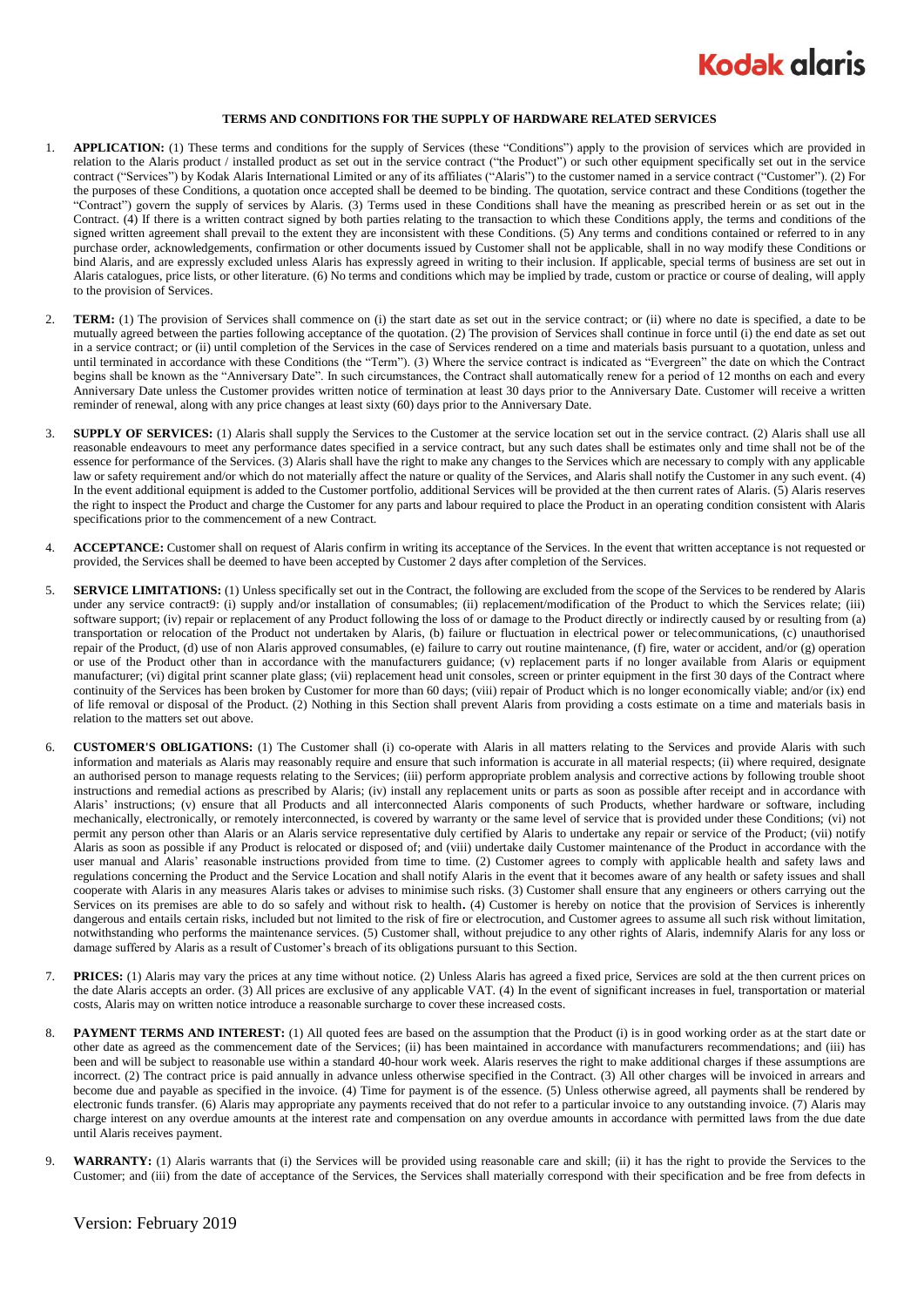Kodak alaris

# TERMS AND CONDITIONS FOR THE SUPPLY OF HARDWARE RELATED SERVICES

1. **APPLICATION:** (1) These terms and conditions for the supply of Services (these "Conditions") apply to the provision of services which are provided in relation to the Alaris product / installed product as set out in the service contract ("the Product") or such other equipment specifically set out in the service contract ("Services") by Kodak Alaris International Limited or any of its affiliates ("Alaris") to the customer named in a service contract ("Customer"). (2) For the purposes of these Conditions, a quotation once accepted shall be deemed to be binding. The quotation, service contract and these Conditions (together the "Contract") govern the supply of services by Alaris. (3) Terms used in these Conditions shall have the meaning as prescribed herein or as set out in the Contract. (4) If there is a written contract signed by both parties relating to the transaction to which these Conditions apply, the terms and conditions of the signed written agreement shall prevail to the extent they are inconsistent with these Conditions. (5) Any terms and conditions contained or referred to in any purchase order, acknowledgements, confirmation or other documents issued by Customer shall not be applicable, shall in no way modify these Conditions or bind Alaris, and are expressly excluded unless Alaris has expressly agreed in writing to their inclusion. If applicable, special terms of business are set out in Alaris catalogues, price lists, or other literature. (6) No terms and conditions which may be implied by trade, custom or practice or course of dealing, will apply to the provision of Services.

2. **TERM:** (1) The provision of Services shall commence on (i) the start date as set out in the service contract; or (ii) where no date is specified, a date to be mutually agreed between the parties following acceptance of the quotation. (2) The provision of Services shall continue in force until (i) the end date as set out in a service contract; or (ii) until completion of the Services in the case of Services rendered on a time and materials basis pursuant to a quotation, unless and until terminated in accordance with these Conditions (the "Term"). (3) Where the service contract is indicated as "Evergreen" the date on which the Contract begins shall be known as the "Anniversary Date". In such circumstances, the Contract shall automatically renew for a period of 12 months on each and every Anniversary Date unless the Customer provides written notice of termination at least 30 days prior to the Anniversary Date. Customer will receive a written reminder of renewal, along with any price changes at least sixty (60) days prior to the Anniversary Date.

3. **SUPPLY OF SERVICES:** (1) Alaris shall supply the Services to the Customer at the service location set out in the service contract. (2) Alaris shall use all reasonable endeavours to meet any performance dates specified in a service contract, but any such dates shall be estimates only and time shall not be of the essence for performance of the Services. (3) Alaris shall have the right to make any changes to the Services which are necessary to comply with any applicable law or safety requirement and/or which do not materially affect the nature or quality of the Services, and Alaris shall notify the Customer in any such event. (4) In the event additional equipment is added to the Customer portfolio, additional Services will be provided at the then current rates of Alaris. (5) Alaris reserves the right to inspect the Product and charge the Customer for any parts and labour required to place the Product in an operating condition consistent with Alaris specifications prior to the commencement of a new Contract.

4. **ACCEPTANCE:** Customer shall on request of Alaris confirm in writing its acceptance of the Services. In the event that written acceptance is not requested or provided, the Services shall be deemed to have been accepted by Customer 2 days after completion of the Services.

5. **SERVICE LIMITATIONS:** (1) Unless specifically set out in the Contract, the following are excluded from the scope of the Services to be rendered by Alaris under any service contract9: (i) supply and/or installation of consumables; (ii) replacement/modification of the Product to which the Services relate; (iii) software support; (iv) repair or replacement of any Product following the loss of or damage to the Product directly or indirectly caused by or resulting from (a) transportation or relocation of the Product not undertaken by Alaris, (b) failure or fluctuation in electrical power or telecommunications, (c) unauthorised repair of the Product, (d) use of non Alaris approved consumables, (e) failure to carry out routine maintenance, (f) fire, water or accident, and/or (g) operation or use of the Product other than in accordance with the manufacturers guidance; (v) replacement parts if no longer available from Alaris or equipment manufacturer; (vi) digital print scanner plate glass; (vii) replacement head unit consoles, screen or printer equipment in the first 30 days of the Contract where continuity of the Services has been broken by Customer for more than 60 days; (viii) repair of Product which is no longer economically viable; and/or (ix) end of life removal or disposal of the Product. (2) Nothing in this Section shall prevent Alaris from providing a costs estimate on a time and materials basis in relation to the matters set out above.

6. **CUSTOMER'S OBLIGATIONS:** (1) The Customer shall (i) co-operate with Alaris in all matters relating to the Services and provide Alaris with such information and materials as Alaris may reasonably require and ensure that such information is accurate in all material respects; (ii) where required, designate an authorised person to manage requests relating to the Services; (iii) perform appropriate problem analysis and corrective actions by following trouble shoot instructions and remedial actions as prescribed by Alaris; (iv) install any replacement units or parts as soon as possible after receipt and in accordance with Alaris' instructions; (v) ensure that all Products and all interconnected Alaris components of such Products, whether hardware or software, including mechanically, electronically, or remotely interconnected, is covered by warranty or the same level of service that is provided under these Conditions; (vi) not permit any person other than Alaris or an Alaris service representative duly certified by Alaris to undertake any repair or service of the Product; (vii) notify Alaris as soon as possible if any Product is relocated or disposed of; and (viii) undertake daily Customer maintenance of the Product in accordance with the user manual and Alaris' reasonable instructions provided from time to time. (2) Customer agrees to comply with applicable health and safety laws and regulations concerning the Product and the Service Location and shall notify Alaris in the event that it becomes aware of any health or safety issues and shall cooperate with Alaris in any measures Alaris takes or advises to minimise such risks. (3) Customer shall ensure that any engineers or others carrying out the Services on its premises are able to do so safely and without risk to health**.** (4) Customer is hereby on notice that the provision of Services is inherently dangerous and entails certain risks, included but not limited to the risk of fire or electrocution, and Customer agrees to assume all such risk without limitation, notwithstanding who performs the maintenance services. (5) Customer shall, without prejudice to any other rights of Alaris, indemnify Alaris for any loss or damage suffered by Alaris as a result of Customer's breach of its obligations pursuant to this Section.

7. **PRICES:** (1) Alaris may vary the prices at any time without notice. (2) Unless Alaris has agreed a fixed price, Services are sold at the then current prices on the date Alaris accepts an order. (3) All prices are exclusive of any applicable VAT. (4) In the event of significant increases in fuel, transportation or material costs, Alaris may on written notice introduce a reasonable surcharge to cover these increased costs.

8. **PAYMENT TERMS AND INTEREST:** (1) All quoted fees are based on the assumption that the Product (i) is in good working order as at the start date or other date as agreed as the commencement date of the Services; (ii) has been maintained in accordance with manufacturers recommendations; and (iii) has been and will be subject to reasonable use within a standard 40-hour work week. Alaris reserves the right to make additional charges if these assumptions are incorrect. (2) The contract price is paid annually in advance unless otherwise specified in the Contract. (3) All other charges will be invoiced in arrears and become due and payable as specified in the invoice. (4) Time for payment is of the essence. (5) Unless otherwise agreed, all payments shall be rendered by electronic funds transfer. (6) Alaris may appropriate any payments received that do not refer to a particular invoice to any outstanding invoice. (7) Alaris may charge interest on any overdue amounts at the interest rate and compensation on any overdue amounts in accordance with permitted laws from the due date until Alaris receives payment.

9. **WARRANTY:** (1) Alaris warrants that (i) the Services will be provided using reasonable care and skill; (ii) it has the right to provide the Services to the Customer; and (iii) from the date of acceptance of the Services, the Services shall materially correspond with their specification and be free from defects in

Version: February 2019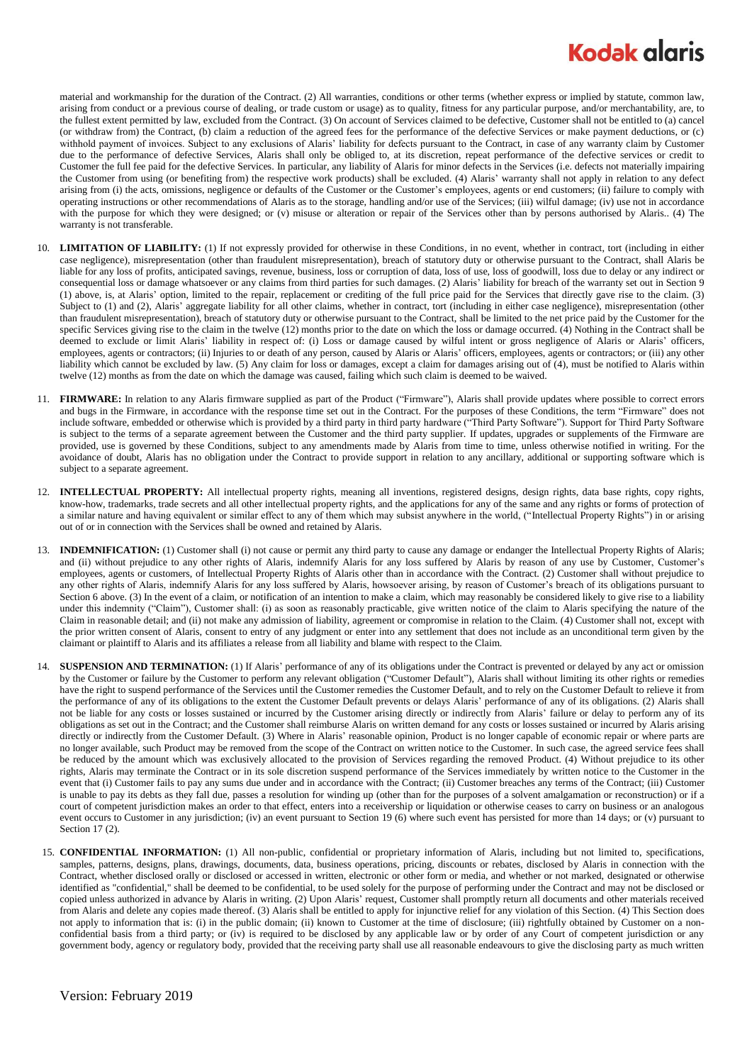material and workmanship for the duration of the Contract. (2) All warranties, conditions or other terms (whether express or implied by statute, common law, arising from conduct or a previous course of dealing, or trade custom or usage) as to quality, fitness for any particular purpose, and/or merchantability, are, to the fullest extent permitted by law, excluded from the Contract. (3) On account of Services claimed to be defective, Customer shall not be entitled to (a) cancel (or withdraw from) the Contract, (b) claim a reduction of the agreed fees for the performance of the defective Services or make payment deductions, or (c) withhold payment of invoices. Subject to any exclusions of Alaris' liability for defects pursuant to the Contract, in case of any warranty claim by Customer due to the performance of defective Services, Alaris shall only be obliged to, at its discretion, repeat performance of the defective services or credit to Customer the full fee paid for the defective Services. In particular, any liability of Alaris for minor defects in the Services (i.e. defects not materially impairing the Customer from using (or benefiting from) the respective work products) shall be excluded. (4) Alaris' warranty shall not apply in relation to any defect arising from (i) the acts, omissions, negligence or defaults of the Customer or the Customer's employees, agents or end customers; (ii) failure to comply with operating instructions or other recommendations of Alaris as to the storage, handling and/or use of the Services; (iii) wilful damage; (iv) use not in accordance with the purpose for which they were designed; or (v) misuse or alteration or repair of the Services other than by persons authorised by Alaris.. (4) The warranty is not transferable.

10. **LIMITATION OF LIABILITY:** (1) If not expressly provided for otherwise in these Conditions, in no event, whether in contract, tort (including in either case negligence), misrepresentation (other than fraudulent misrepresentation), breach of statutory duty or otherwise pursuant to the Contract, shall Alaris be liable for any loss of profits, anticipated savings, revenue, business, loss or corruption of data, loss of use, loss of goodwill, loss due to delay or any indirect or consequential loss or damage whatsoever or any claims from third parties for such damages. (2) Alaris' liability for breach of the warranty set out in Section 9 (1) above, is, at Alaris' option, limited to the repair, replacement or crediting of the full price paid for the Services that directly gave rise to the claim. (3) Subject to (1) and (2), Alaris' aggregate liability for all other claims, whether in contract, tort (including in either case negligence), misrepresentation (other than fraudulent misrepresentation), breach of statutory duty or otherwise pursuant to the Contract, shall be limited to the net price paid by the Customer for the specific Services giving rise to the claim in the twelve (12) months prior to the date on which the loss or damage occurred. (4) Nothing in the Contract shall be deemed to exclude or limit Alaris' liability in respect of: (i) Loss or damage caused by wilful intent or gross negligence of Alaris or Alaris' officers, employees, agents or contractors; (ii) Injuries to or death of any person, caused by Alaris or Alaris' officers, employees, agents or contractors; or (iii) any other liability which cannot be excluded by law. (5) Any claim for loss or damages, except a claim for damages arising out of (4), must be notified to Alaris within twelve (12) months as from the date on which the damage was caused, failing which such claim is deemed to be waived.

11. **FIRMWARE:** In relation to any Alaris firmware supplied as part of the Product ("Firmware"), Alaris shall provide updates where possible to correct errors and bugs in the Firmware, in accordance with the response time set out in the Contract. For the purposes of these Conditions, the term "Firmware" does not include software, embedded or otherwise which is provided by a third party in third party hardware ("Third Party Software"). Support for Third Party Software is subject to the terms of a separate agreement between the Customer and the third party supplier. If updates, upgrades or supplements of the Firmware are provided, use is governed by these Conditions, subject to any amendments made by Alaris from time to time, unless otherwise notified in writing. For the avoidance of doubt, Alaris has no obligation under the Contract to provide support in relation to any ancillary, additional or supporting software which is subject to a separate agreement.

12. **INTELLECTUAL PROPERTY:** All intellectual property rights, meaning all inventions, registered designs, design rights, data base rights, copy rights, know-how, trademarks, trade secrets and all other intellectual property rights, and the applications for any of the same and any rights or forms of protection of a similar nature and having equivalent or similar effect to any of them which may subsist anywhere in the world, ("Intellectual Property Rights") in or arising out of or in connection with the Services shall be owned and retained by Alaris.

13. **INDEMNIFICATION:** (1) Customer shall (i) not cause or permit any third party to cause any damage or endanger the Intellectual Property Rights of Alaris; and (ii) without prejudice to any other rights of Alaris, indemnify Alaris for any loss suffered by Alaris by reason of any use by Customer, Customer's employees, agents or customers, of Intellectual Property Rights of Alaris other than in accordance with the Contract. (2) Customer shall without prejudice to any other rights of Alaris, indemnify Alaris for any loss suffered by Alaris, howsoever arising, by reason of Customer's breach of its obligations pursuant to Section 6 above. (3) In the event of a claim, or notification of an intention to make a claim, which may reasonably be considered likely to give rise to a liability under this indemnity ("Claim"), Customer shall: (i) as soon as reasonably practicable, give written notice of the claim to Alaris specifying the nature of the Claim in reasonable detail; and (ii) not make any admission of liability, agreement or compromise in relation to the Claim. (4) Customer shall not, except with the prior written consent of Alaris, consent to entry of any judgment or enter into any settlement that does not include as an unconditional term given by the claimant or plaintiff to Alaris and its affiliates a release from all liability and blame with respect to the Claim.

14. **SUSPENSION AND TERMINATION:** (1) If Alaris' performance of any of its obligations under the Contract is prevented or delayed by any act or omission by the Customer or failure by the Customer to perform any relevant obligation ("Customer Default"), Alaris shall without limiting its other rights or remedies have the right to suspend performance of the Services until the Customer remedies the Customer Default, and to rely on the Customer Default to relieve it from the performance of any of its obligations to the extent the Customer Default prevents or delays Alaris' performance of any of its obligations. (2) Alaris shall not be liable for any costs or losses sustained or incurred by the Customer arising directly or indirectly from Alaris' failure or delay to perform any of its obligations as set out in the Contract; and the Customer shall reimburse Alaris on written demand for any costs or losses sustained or incurred by Alaris arising directly or indirectly from the Customer Default. (3) Where in Alaris' reasonable opinion, Product is no longer capable of economic repair or where parts are no longer available, such Product may be removed from the scope of the Contract on written notice to the Customer. In such case, the agreed service fees shall be reduced by the amount which was exclusively allocated to the provision of Services regarding the removed Product. (4) Without prejudice to its other rights, Alaris may terminate the Contract or in its sole discretion suspend performance of the Services immediately by written notice to the Customer in the event that (i) Customer fails to pay any sums due under and in accordance with the Contract; (ii) Customer breaches any terms of the Contract; (iii) Customer is unable to pay its debts as they fall due, passes a resolution for winding up (other than for the purposes of a solvent amalgamation or reconstruction) or if a court of competent jurisdiction makes an order to that effect, enters into a receivership or liquidation or otherwise ceases to carry on business or an analogous event occurs to Customer in any jurisdiction; (iv) an event pursuant to Section 19 (6) where such event has persisted for more than 14 days; or (v) pursuant to Section 17 (2).

15. **CONFIDENTIAL INFORMATION:** (1) All non-public, confidential or proprietary information of Alaris, including but not limited to, specifications, samples, patterns, designs, plans, drawings, documents, data, business operations, pricing, discounts or rebates, disclosed by Alaris in connection with the Contract, whether disclosed orally or disclosed or accessed in written, electronic or other form or media, and whether or not marked, designated or otherwise identified as "confidential," shall be deemed to be confidential, to be used solely for the purpose of performing under the Contract and may not be disclosed or copied unless authorized in advance by Alaris in writing. (2) Upon Alaris' request, Customer shall promptly return all documents and other materials received from Alaris and delete any copies made thereof. (3) Alaris shall be entitled to apply for injunctive relief for any violation of this Section. (4) This Section does not apply to information that is: (i) in the public domain; (ii) known to Customer at the time of disclosure; (iii) rightfully obtained by Customer on a non-confidential basis from a third party; or (iv) is required to be disclosed by any applicable law or by order of any Court of competent jurisdiction or any government body, agency or regulatory body, provided that the receiving party shall use all reasonable endeavours to give the disclosing party as much written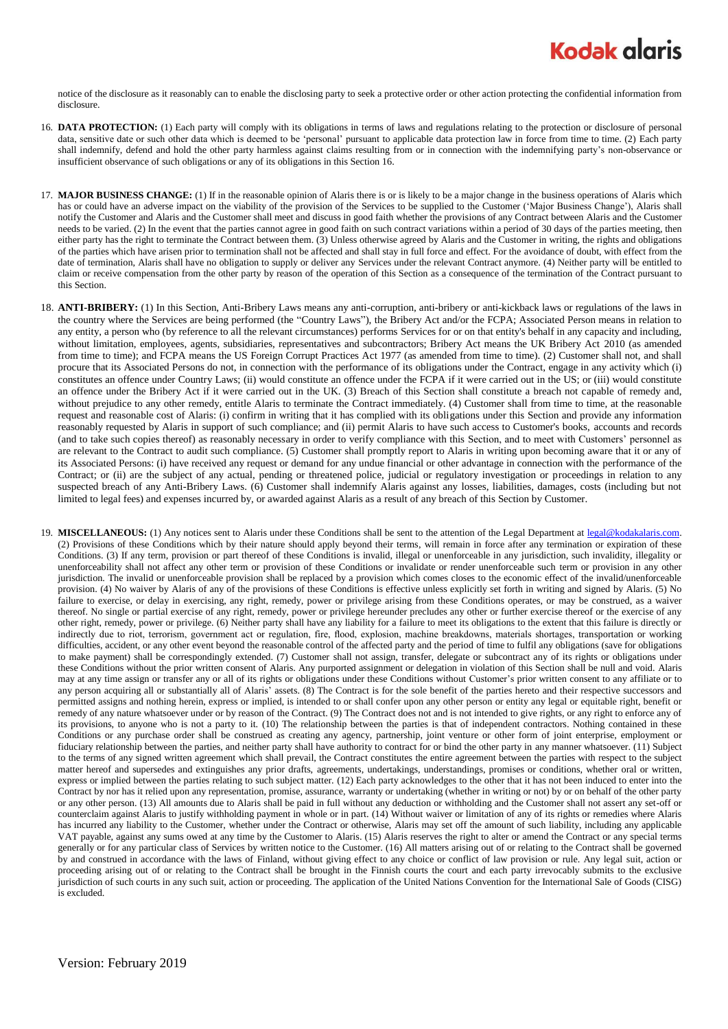notice of the disclosure as it reasonably can to enable the disclosing party to seek a protective order or other action protecting the confidential information from disclosure.

16. **DATA PROTECTION:** (1) Each party will comply with its obligations in terms of laws and regulations relating to the protection or disclosure of personal data, sensitive date or such other data which is deemed to be 'personal' pursuant to applicable data protection law in force from time to time. (2) Each party shall indemnify, defend and hold the other party harmless against claims resulting from or in connection with the indemnifying party's non-observance or insufficient observance of such obligations or any of its obligations in this Section 16.

17. **MAJOR BUSINESS CHANGE:** (1) If in the reasonable opinion of Alaris there is or is likely to be a major change in the business operations of Alaris which has or could have an adverse impact on the viability of the provision of the Services to be supplied to the Customer ('Major Business Change'), Alaris shall notify the Customer and Alaris and the Customer shall meet and discuss in good faith whether the provisions of any Contract between Alaris and the Customer needs to be varied. (2) In the event that the parties cannot agree in good faith on such contract variations within a period of 30 days of the parties meeting, then either party has the right to terminate the Contract between them. (3) Unless otherwise agreed by Alaris and the Customer in writing, the rights and obligations of the parties which have arisen prior to termination shall not be affected and shall stay in full force and effect. For the avoidance of doubt, with effect from the date of termination, Alaris shall have no obligation to supply or deliver any Services under the relevant Contract anymore. (4) Neither party will be entitled to claim or receive compensation from the other party by reason of the operation of this Section as a consequence of the termination of the Contract pursuant to this Section.

18. **ANTI-BRIBERY:** (1) In this Section, Anti-Bribery Laws means any anti-corruption, anti-bribery or anti-kickback laws or regulations of the laws in the country where the Services are being performed (the "Country Laws"), the Bribery Act and/or the FCPA; Associated Person means in relation to any entity, a person who (by reference to all the relevant circumstances) performs Services for or on that entity's behalf in any capacity and including, without limitation, employees, agents, subsidiaries, representatives and subcontractors; Bribery Act means the UK Bribery Act 2010 (as amended from time to time); and FCPA means the US Foreign Corrupt Practices Act 1977 (as amended from time to time). (2) Customer shall not, and shall procure that its Associated Persons do not, in connection with the performance of its obligations under the Contract, engage in any activity which (i) constitutes an offence under Country Laws; (ii) would constitute an offence under the FCPA if it were carried out in the US; or (iii) would constitute an offence under the Bribery Act if it were carried out in the UK. (3) Breach of this Section shall constitute a breach not capable of remedy and, without prejudice to any other remedy, entitle Alaris to terminate the Contract immediately. (4) Customer shall from time to time, at the reasonable request and reasonable cost of Alaris: (i) confirm in writing that it has complied with its obligations under this Section and provide any information reasonably requested by Alaris in support of such compliance; and (ii) permit Alaris to have such access to Customer's books, accounts and records (and to take such copies thereof) as reasonably necessary in order to verify compliance with this Section, and to meet with Customers' personnel as are relevant to the Contract to audit such compliance. (5) Customer shall promptly report to Alaris in writing upon becoming aware that it or any of its Associated Persons: (i) have received any request or demand for any undue financial or other advantage in connection with the performance of the Contract; or (ii) are the subject of any actual, pending or threatened police, judicial or regulatory investigation or proceedings in relation to any suspected breach of any Anti-Bribery Laws. (6) Customer shall indemnify Alaris against any losses, liabilities, damages, costs (including but not limited to legal fees) and expenses incurred by, or awarded against Alaris as a result of any breach of this Section by Customer.

19. **MISCELLANEOUS:** (1) Any notices sent to Alaris under these Conditions shall be sent to the attention of the Legal Department at legal@kodakalaris.com. (2) Provisions of these Conditions which by their nature should apply beyond their terms, will remain in force after any termination or expiration of these Conditions. (3) If any term, provision or part thereof of these Conditions is invalid, illegal or unenforceable in any jurisdiction, such invalidity, illegality or unenforceability shall not affect any other term or provision of these Conditions or invalidate or render unenforceable such term or provision in any other jurisdiction. The invalid or unenforceable provision shall be replaced by a provision which comes closes to the economic effect of the invalid/unenforceable provision. (4) No waiver by Alaris of any of the provisions of these Conditions is effective unless explicitly set forth in writing and signed by Alaris. (5) No failure to exercise, or delay in exercising, any right, remedy, power or privilege arising from these Conditions operates, or may be construed, as a waiver thereof. No single or partial exercise of any right, remedy, power or privilege hereunder precludes any other or further exercise thereof or the exercise of any other right, remedy, power or privilege. (6) Neither party shall have any liability for a failure to meet its obligations to the extent that this failure is directly or indirectly due to riot, terrorism, government act or regulation, fire, flood, explosion, machine breakdowns, materials shortages, transportation or working difficulties, accident, or any other event beyond the reasonable control of the affected party and the period of time to fulfil any obligations (save for obligations to make payment) shall be correspondingly extended. (7) Customer shall not assign, transfer, delegate or subcontract any of its rights or obligations under these Conditions without the prior written consent of Alaris. Any purported assignment or delegation in violation of this Section shall be null and void. Alaris may at any time assign or transfer any or all of its rights or obligations under these Conditions without Customer's prior written consent to any affiliate or to any person acquiring all or substantially all of Alaris' assets. (8) The Contract is for the sole benefit of the parties hereto and their respective successors and permitted assigns and nothing herein, express or implied, is intended to or shall confer upon any other person or entity any legal or equitable right, benefit or remedy of any nature whatsoever under or by reason of the Contract. (9) The Contract does not and is not intended to give rights, or any right to enforce any of its provisions, to anyone who is not a party to it. (10) The relationship between the parties is that of independent contractors. Nothing contained in these Conditions or any purchase order shall be construed as creating any agency, partnership, joint venture or other form of joint enterprise, employment or fiduciary relationship between the parties, and neither party shall have authority to contract for or bind the other party in any manner whatsoever. (11) Subject to the terms of any signed written agreement which shall prevail, the Contract constitutes the entire agreement between the parties with respect to the subject matter hereof and supersedes and extinguishes any prior drafts, agreements, undertakings, understandings, promises or conditions, whether oral or written, express or implied between the parties relating to such subject matter. (12) Each party acknowledges to the other that it has not been induced to enter into the Contract by nor has it relied upon any representation, promise, assurance, warranty or undertaking (whether in writing or not) by or on behalf of the other party or any other person. (13) All amounts due to Alaris shall be paid in full without any deduction or withholding and the Customer shall not assert any set-off or counterclaim against Alaris to justify withholding payment in whole or in part. (14) Without waiver or limitation of any of its rights or remedies where Alaris has incurred any liability to the Customer, whether under the Contract or otherwise, Alaris may set off the amount of such liability, including any applicable VAT payable, against any sums owed at any time by the Customer to Alaris. (15) Alaris reserves the right to alter or amend the Contract or any special terms generally or for any particular class of Services by written notice to the Customer. (16) All matters arising out of or relating to the Contract shall be governed by and construed in accordance with the laws of Finland, without giving effect to any choice or conflict of law provision or rule. Any legal suit, action or proceeding arising out of or relating to the Contract shall be brought in the Finnish courts the court and each party irrevocably submits to the exclusive jurisdiction of such courts in any such suit, action or proceeding. The application of the United Nations Convention for the International Sale of Goods (CISG) is excluded.

Version: February 2019